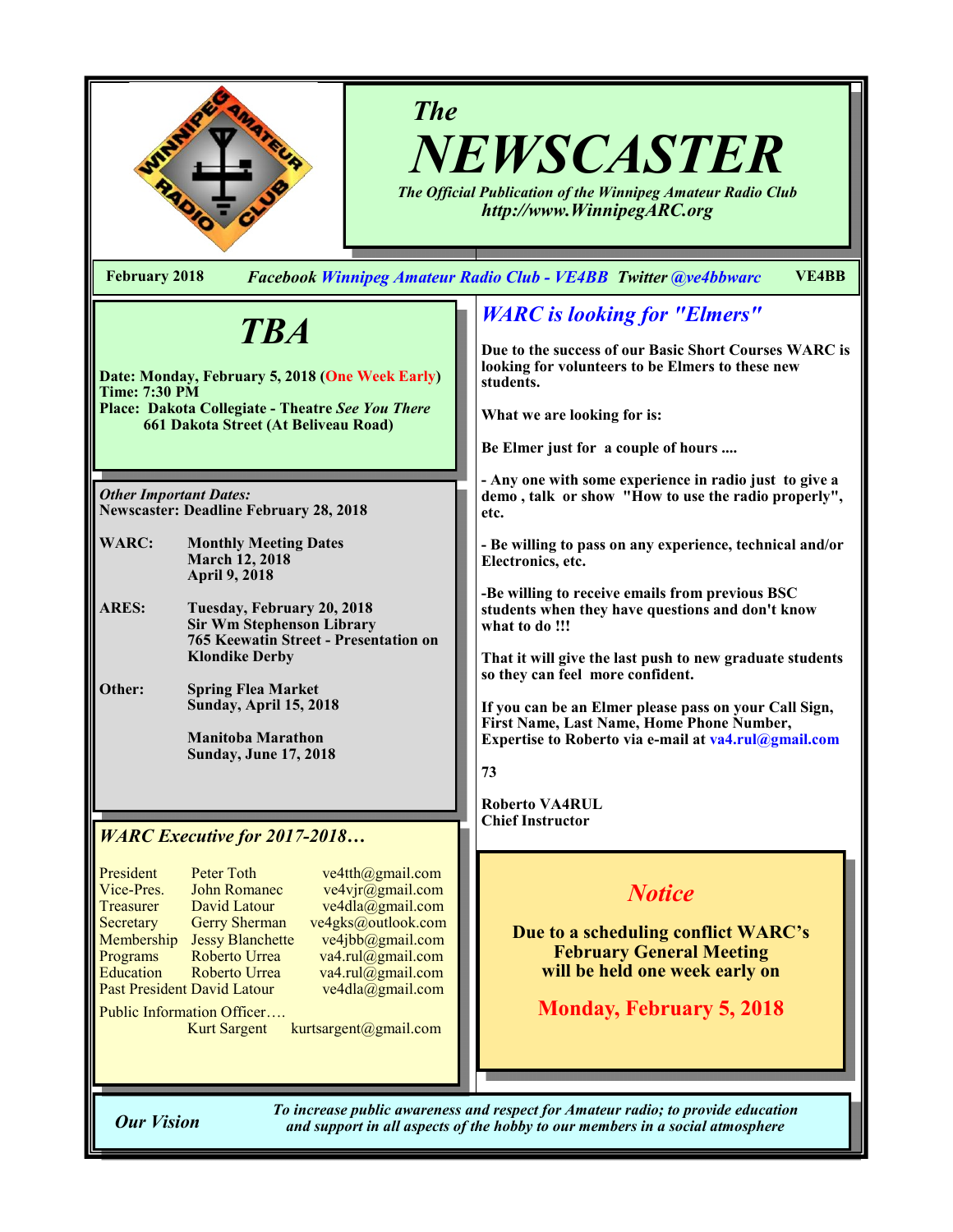# *The* NEWSCASTER

*The Official Publication of the Winnipeg Amateur Radio Club*
*http://www.WinnipegARC.org*

**February 2018** — ***Facebook** Winnipeg Amateur Radio Club - VE4BB* ***Twitter** @ve4bbwarc* — **VE4BB**

## *TBA*

**Date: Monday, February 5, 2018 (One Week Early)**
**Time: 7:30 PM**
**Place: Dakota Collegiate - Theatre** ***See You There***
**661 Dakota Street (At Beliveau Road)**

***Other Important Dates:***
**Newscaster: Deadline February 28, 2018**

**WARC:** **Monthly Meeting Dates**
**March 12, 2018**
**April 9, 2018**

**ARES:** **Tuesday, February 20, 2018**
**Sir Wm Stephenson Library**
**765 Keewatin Street - Presentation on Klondike Derby**

**Other:** **Spring Flea Market**
**Sunday, April 15, 2018**

**Manitoba Marathon**
**Sunday, June 17, 2018**

### *WARC Executive for 2017-2018…*

| | | |
|---|---|---|
| President | Peter Toth | ve4tth@gmail.com |
| Vice-Pres. | John Romanec | ve4vjr@gmail.com |
| Treasurer | David Latour | ve4dla@gmail.com |
| Secretary | Gerry Sherman | ve4gks@outlook.com |
| Membership | Jessy Blanchette | ve4jbb@gmail.com |
| Programs | Roberto Urrea | va4.rul@gmail.com |
| Education | Roberto Urrea | va4.rul@gmail.com |
| Past President | David Latour | ve4dla@gmail.com |

Public Information Officer….
Kurt Sargent kurtsargent@gmail.com

## *WARC is looking for "Elmers"*

**Due to the success of our Basic Short Courses WARC is looking for volunteers to be Elmers to these new students.**

**What we are looking for is:**

**Be Elmer just for a couple of hours ....**

**- Any one with some experience in radio just to give a demo , talk or show "How to use the radio properly", etc.**

**- Be willing to pass on any experience, technical and/or Electronics, etc.**

**-Be willing to receive emails from previous BSC students when they have questions and don't know what to do !!!**

**That it will give the last push to new graduate students so they can feel more confident.**

**If you can be an Elmer please pass on your Call Sign, First Name, Last Name, Home Phone Number, Expertise to Roberto via e-mail at va4.rul@gmail.com**

**73**

**Roberto VA4RUL**
**Chief Instructor**

## *Notice*

**Due to a scheduling conflict WARC's February General Meeting will be held one week early on**

**Monday, February 5, 2018**

***Our Vision*** — *To increase public awareness and respect for Amateur radio; to provide education and support in all aspects of the hobby to our members in a social atmosphere*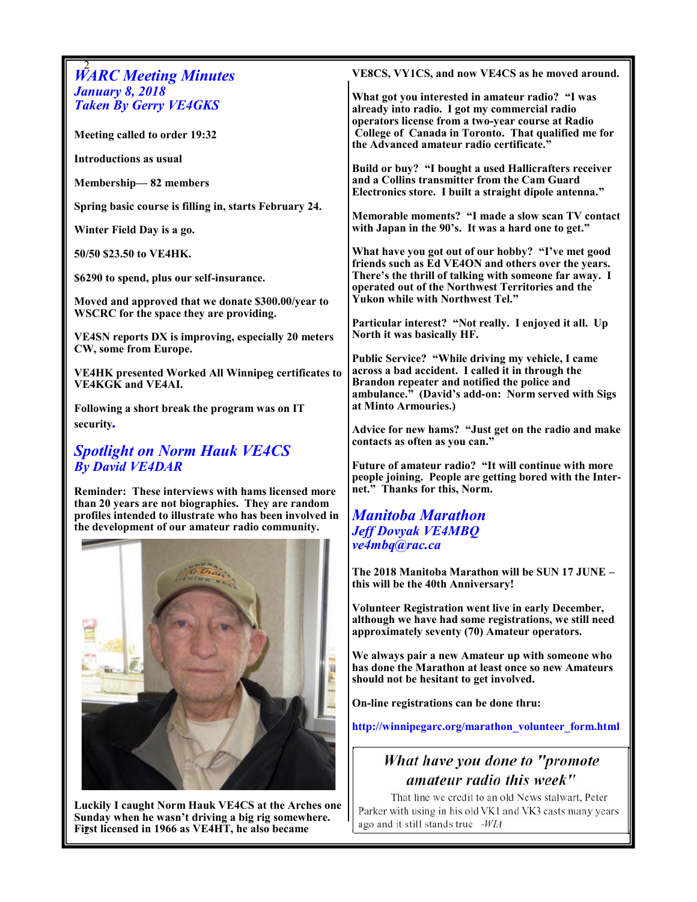## WARC Meeting Minutes

### *January 8, 2018*
### *Taken By Gerry VE4GKS*

**Meeting called to order 19:32**

**Introductions as usual**

**Membership— 82 members**

**Spring basic course is filling in, starts February 24.**

**Winter Field Day is a go.**

**50/50 $23.50 to VE4HK.**

**$6290 to spend, plus our self-insurance.**

**Moved and approved that we donate $300.00/year to WSCRC for the space they are providing.**

**VE4SN reports DX is improving, especially 20 meters CW, some from Europe.**

**VE4HK presented Worked All Winnipeg certificates to VE4KGK and VE4AI.**

**Following a short break the program was on IT security.**

## Spotlight on Norm Hauk VE4CS

### *By David VE4DAR*

**Reminder: These interviews with hams licensed more than 20 years are not biographies. They are random profiles intended to illustrate who has been involved in the development of our amateur radio community.**

**Luckily I caught Norm Hauk VE4CS at the Arches one Sunday when he wasn't driving a big rig somewhere. First licensed in 1966 as VE4HT, he also became VE8CS, VY1CS, and now VE4CS as he moved around.**

**What got you interested in amateur radio? "I was already into radio. I got my commercial radio operators license from a two-year course at Radio College of Canada in Toronto. That qualified me for the Advanced amateur radio certificate."**

**Build or buy? "I bought a used Hallicrafters receiver and a Collins transmitter from the Cam Guard Electronics store. I built a straight dipole antenna."**

**Memorable moments? "I made a slow scan TV contact with Japan in the 90's. It was a hard one to get."**

**What have you got out of our hobby? "I've met good friends such as Ed VE4ON and others over the years. There's the thrill of talking with someone far away. I operated out of the Northwest Territories and the Yukon while with Northwest Tel."**

**Particular interest? "Not really. I enjoyed it all. Up North it was basically HF.**

**Public Service? "While driving my vehicle, I came across a bad accident. I called it in through the Brandon repeater and notified the police and ambulance." (David's add-on: Norm served with Sigs at Minto Armouries.)**

**Advice for new hams? "Just get on the radio and make contacts as often as you can."**

**Future of amateur radio? "It will continue with more people joining. People are getting bored with the Internet." Thanks for this, Norm.**

## Manitoba Marathon

### *Jeff Dovyak VE4MBQ*
### *ve4mbq@rac.ca*

**The 2018 Manitoba Marathon will be SUN 17 JUNE – this will be the 40th Anniversary!**

**Volunteer Registration went live in early December, although we have had some registrations, we still need approximately seventy (70) Amateur operators.**

**We always pair a new Amateur up with someone who has done the Marathon at least once so new Amateurs should not be hesitant to get involved.**

**On-line registrations can be done thru:**

**http://winnipegarc.org/marathon_volunteer_form.html**

*What have you done to "promote amateur radio this week"*

That line we credit to an old News stalwart, Peter Parker with using in his old VK1 and VK3 casts many years ago and it still stands true -*WIA*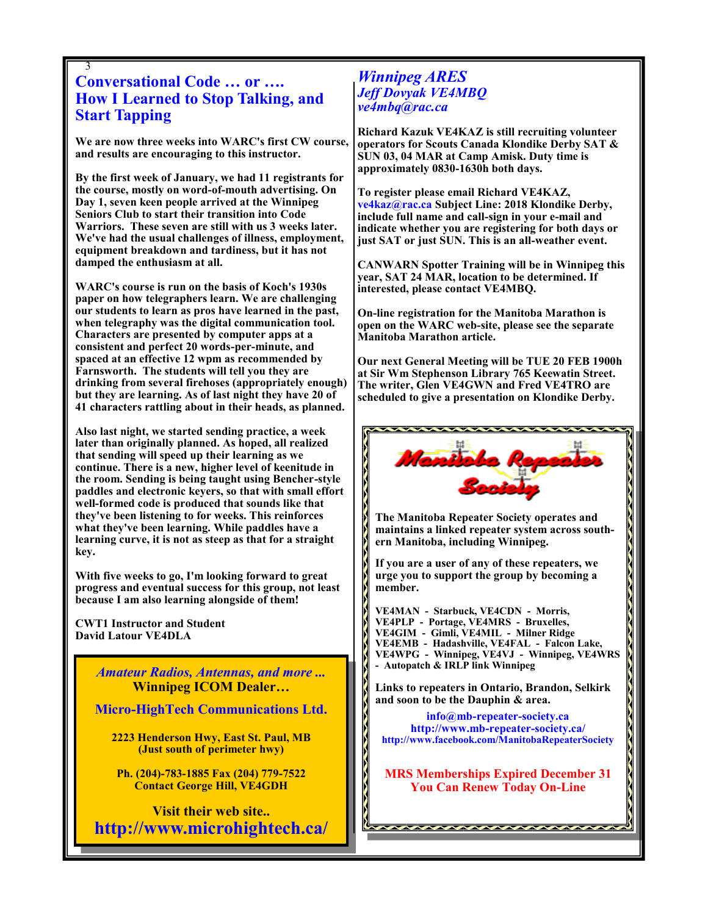## Conversational Code … or …. How I Learned to Stop Talking, and Start Tapping

**We are now three weeks into WARC's first CW course, and results are encouraging to this instructor.**

**By the first week of January, we had 11 registrants for the course, mostly on word-of-mouth advertising. On Day 1, seven keen people arrived at the Winnipeg Seniors Club to start their transition into Code Warriors. These seven are still with us 3 weeks later. We've had the usual challenges of illness, employment, equipment breakdown and tardiness, but it has not damped the enthusiasm at all.**

**WARC's course is run on the basis of Koch's 1930s paper on how telegraphers learn. We are challenging our students to learn as pros have learned in the past, when telegraphy was the digital communication tool. Characters are presented by computer apps at a consistent and perfect 20 words-per-minute, and spaced at an effective 12 wpm as recommended by Farnsworth. The students will tell you they are drinking from several firehoses (appropriately enough) but they are learning. As of last night they have 20 of 41 characters rattling about in their heads, as planned.**

**Also last night, we started sending practice, a week later than originally planned. As hoped, all realized that sending will speed up their learning as we continue. There is a new, higher level of keenitude in the room. Sending is being taught using Bencher-style paddles and electronic keyers, so that with small effort well-formed code is produced that sounds like that they've been listening to for weeks. This reinforces what they've been learning. While paddles have a learning curve, it is not as steep as that for a straight key.**

**With five weeks to go, I'm looking forward to great progress and eventual success for this group, not least because I am also learning alongside of them!**

**CWT1 Instructor and Student**
**David Latour VE4DLA**

---

*Amateur Radios, Antennas, and more ...*
**Winnipeg ICOM Dealer…**

**Micro-HighTech Communications Ltd.**

**2223 Henderson Hwy, East St. Paul, MB**
**(Just south of perimeter hwy)**

**Ph. (204)-783-1885 Fax (204) 779-7522**
**Contact George Hill, VE4GDH**

**Visit their web site..**
**http://www.microhightech.ca/**

---

## *Winnipeg ARES*
### *Jeff Dovyak VE4MBQ*
*ve4mbq@rac.ca*

**Richard Kazuk VE4KAZ is still recruiting volunteer operators for Scouts Canada Klondike Derby SAT & SUN 03, 04 MAR at Camp Amisk. Duty time is approximately 0830-1630h both days.**

**To register please email Richard VE4KAZ, ve4kaz@rac.ca Subject Line: 2018 Klondike Derby, include full name and call-sign in your e-mail and indicate whether you are registering for both days or just SAT or just SUN. This is an all-weather event.**

**CANWARN Spotter Training will be in Winnipeg this year, SAT 24 MAR, location to be determined. If interested, please contact VE4MBQ.**

**On-line registration for the Manitoba Marathon is open on the WARC web-site, please see the separate Manitoba Marathon article.**

**Our next General Meeting will be TUE 20 FEB 1900h at Sir Wm Stephenson Library 765 Keewatin Street. The writer, Glen VE4GWN and Fred VE4TRO are scheduled to give a presentation on Klondike Derby.**

---

**Manitoba Repeater Society**

**The Manitoba Repeater Society operates and maintains a linked repeater system across southern Manitoba, including Winnipeg.**

**If you are a user of any of these repeaters, we urge you to support the group by becoming a member.**

**VE4MAN - Starbuck, VE4CDN - Morris,**
**VE4PLP - Portage, VE4MRS - Bruxelles,**
**VE4GIM - Gimli, VE4MIL - Milner Ridge**
**VE4EMB - Hadashville, VE4FAL - Falcon Lake,**
**VE4WPG - Winnipeg, VE4VJ - Winnipeg, VE4WRS - Autopatch & IRLP link Winnipeg**

**Links to repeaters in Ontario, Brandon, Selkirk and soon to be the Dauphin & area.**

**info@mb-repeater-society.ca**
**http://www.mb-repeater-society.ca/**
**http://www.facebook.com/ManitobaRepeaterSociety**

**MRS Memberships Expired December 31**
**You Can Renew Today On-Line**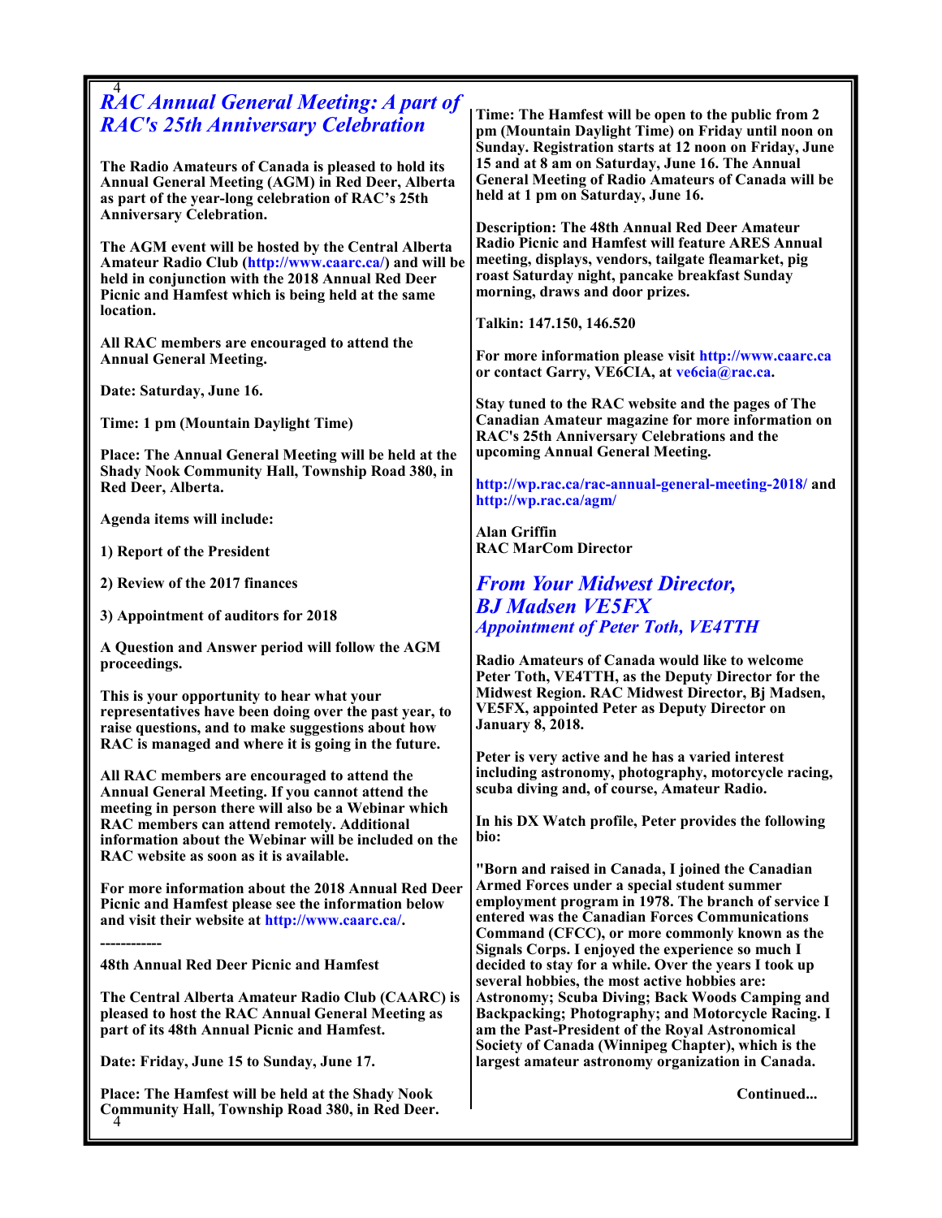## RAC Annual General Meeting: A part of RAC's 25th Anniversary Celebration

**The Radio Amateurs of Canada is pleased to hold its Annual General Meeting (AGM) in Red Deer, Alberta as part of the year-long celebration of RAC's 25th Anniversary Celebration.**

**The AGM event will be hosted by the Central Alberta Amateur Radio Club (http://www.caarc.ca/) and will be held in conjunction with the 2018 Annual Red Deer Picnic and Hamfest which is being held at the same location.**

**All RAC members are encouraged to attend the Annual General Meeting.**

**Date: Saturday, June 16.**

**Time: 1 pm (Mountain Daylight Time)**

**Place: The Annual General Meeting will be held at the Shady Nook Community Hall, Township Road 380, in Red Deer, Alberta.**

**Agenda items will include:**

**1) Report of the President**

**2) Review of the 2017 finances**

**3) Appointment of auditors for 2018**

**A Question and Answer period will follow the AGM proceedings.**

**This is your opportunity to hear what your representatives have been doing over the past year, to raise questions, and to make suggestions about how RAC is managed and where it is going in the future.**

**All RAC members are encouraged to attend the Annual General Meeting. If you cannot attend the meeting in person there will also be a Webinar which RAC members can attend remotely. Additional information about the Webinar will be included on the RAC website as soon as it is available.**

**For more information about the 2018 Annual Red Deer Picnic and Hamfest please see the information below and visit their website at http://www.caarc.ca/.**

**------------**

**48th Annual Red Deer Picnic and Hamfest**

**The Central Alberta Amateur Radio Club (CAARC) is pleased to host the RAC Annual General Meeting as part of its 48th Annual Picnic and Hamfest.**

**Date: Friday, June 15 to Sunday, June 17.**

**Place: The Hamfest will be held at the Shady Nook Community Hall, Township Road 380, in Red Deer.**

**Time: The Hamfest will be open to the public from 2 pm (Mountain Daylight Time) on Friday until noon on Sunday. Registration starts at 12 noon on Friday, June 15 and at 8 am on Saturday, June 16. The Annual General Meeting of Radio Amateurs of Canada will be held at 1 pm on Saturday, June 16.**

**Description: The 48th Annual Red Deer Amateur Radio Picnic and Hamfest will feature ARES Annual meeting, displays, vendors, tailgate fleamarket, pig roast Saturday night, pancake breakfast Sunday morning, draws and door prizes.**

**Talkin: 147.150, 146.520**

**For more information please visit http://www.caarc.ca or contact Garry, VE6CIA, at ve6cia@rac.ca.**

**Stay tuned to the RAC website and the pages of The Canadian Amateur magazine for more information on RAC's 25th Anniversary Celebrations and the upcoming Annual General Meeting.**

**http://wp.rac.ca/rac-annual-general-meeting-2018/ and http://wp.rac.ca/agm/**

**Alan Griffin**
**RAC MarCom Director**

## From Your Midwest Director, BJ Madsen VE5FX

### Appointment of Peter Toth, VE4TTH

**Radio Amateurs of Canada would like to welcome Peter Toth, VE4TTH, as the Deputy Director for the Midwest Region. RAC Midwest Director, Bj Madsen, VE5FX, appointed Peter as Deputy Director on January 8, 2018.**

**Peter is very active and he has a varied interest including astronomy, photography, motorcycle racing, scuba diving and, of course, Amateur Radio.**

**In his DX Watch profile, Peter provides the following bio:**

**"Born and raised in Canada, I joined the Canadian Armed Forces under a special student summer employment program in 1978. The branch of service I entered was the Canadian Forces Communications Command (CFCC), or more commonly known as the Signals Corps. I enjoyed the experience so much I decided to stay for a while. Over the years I took up several hobbies, the most active hobbies are: Astronomy; Scuba Diving; Back Woods Camping and Backpacking; Photography; and Motorcycle Racing. I am the Past-President of the Royal Astronomical Society of Canada (Winnipeg Chapter), which is the largest amateur astronomy organization in Canada.**

**Continued...**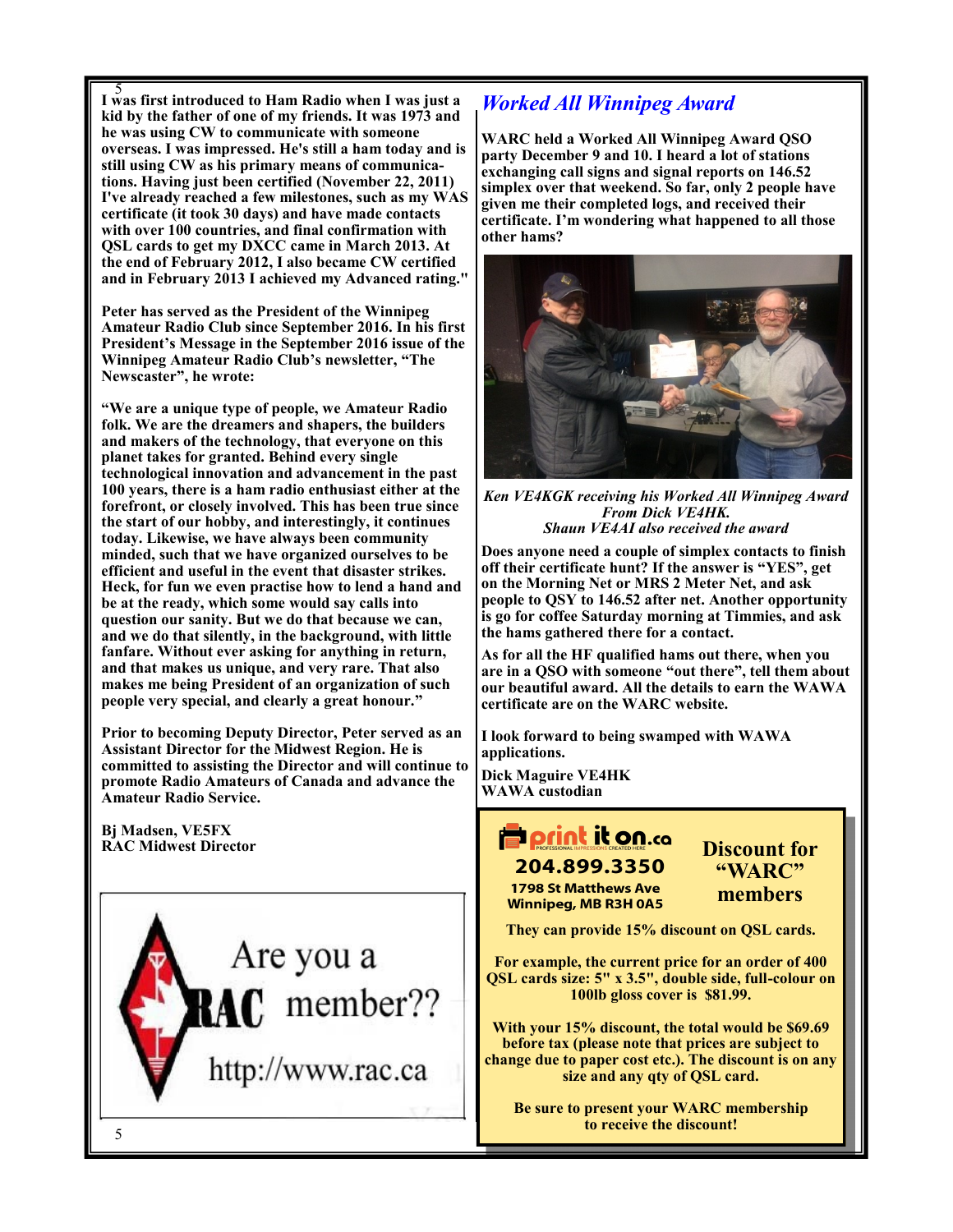I was first introduced to Ham Radio when I was just a kid by the father of one of my friends. It was 1973 and he was using CW to communicate with someone overseas. I was impressed. He's still a ham today and is still using CW as his primary means of communications. Having just been certified (November 22, 2011) I've already reached a few milestones, such as my WAS certificate (it took 30 days) and have made contacts with over 100 countries, and final confirmation with QSL cards to get my DXCC came in March 2013. At the end of February 2012, I also became CW certified and in February 2013 I achieved my Advanced rating."

Peter has served as the President of the Winnipeg Amateur Radio Club since September 2016. In his first President's Message in the September 2016 issue of the Winnipeg Amateur Radio Club's newsletter, "The Newscaster", he wrote:

"We are a unique type of people, we Amateur Radio folk. We are the dreamers and shapers, the builders and makers of the technology, that everyone on this planet takes for granted. Behind every single technological innovation and advancement in the past 100 years, there is a ham radio enthusiast either at the forefront, or closely involved. This has been true since the start of our hobby, and interestingly, it continues today. Likewise, we have always been community minded, such that we have organized ourselves to be efficient and useful in the event that disaster strikes. Heck, for fun we even practise how to lend a hand and be at the ready, which some would say calls into question our sanity. But we do that because we can, and we do that silently, in the background, with little fanfare. Without ever asking for anything in return, and that makes us unique, and very rare. That also makes me being President of an organization of such people very special, and clearly a great honour."

Prior to becoming Deputy Director, Peter served as an Assistant Director for the Midwest Region. He is committed to assisting the Director and will continue to promote Radio Amateurs of Canada and advance the Amateur Radio Service.

Bj Madsen, VE5FX
RAC Midwest Director

Are you a RAC member??

http://www.rac.ca

## *Worked All Winnipeg Award*

WARC held a Worked All Winnipeg Award QSO party December 9 and 10. I heard a lot of stations exchanging call signs and signal reports on 146.52 simplex over that weekend. So far, only 2 people have given me their completed logs, and received their certificate. I'm wondering what happened to all those other hams?

*Ken VE4KGK receiving his Worked All Winnipeg Award From Dick VE4HK.*
*Shaun VE4AI also received the award*

Does anyone need a couple of simplex contacts to finish off their certificate hunt? If the answer is "YES", get on the Morning Net or MRS 2 Meter Net, and ask people to QSY to 146.52 after net. Another opportunity is go for coffee Saturday morning at Timmies, and ask the hams gathered there for a contact.

As for all the HF qualified hams out there, when you are in a QSO with someone "out there", tell them about our beautiful award. All the details to earn the WAWA certificate are on the WARC website.

I look forward to being swamped with WAWA applications.

Dick Maguire VE4HK
WAWA custodian

print it on.ca
PROFESSIONAL IMPRESSIONS CREATED HERE
204.899.3350
1798 St Matthews Ave
Winnipeg, MB R3H 0A5

**Discount for "WARC" members**

They can provide 15% discount on QSL cards.

For example, the current price for an order of 400 QSL cards size: 5" x 3.5", double side, full-colour on 100lb gloss cover is $81.99.

With your 15% discount, the total would be $69.69 before tax (please note that prices are subject to change due to paper cost etc.). The discount is on any size and any qty of QSL card.

Be sure to present your WARC membership to receive the discount!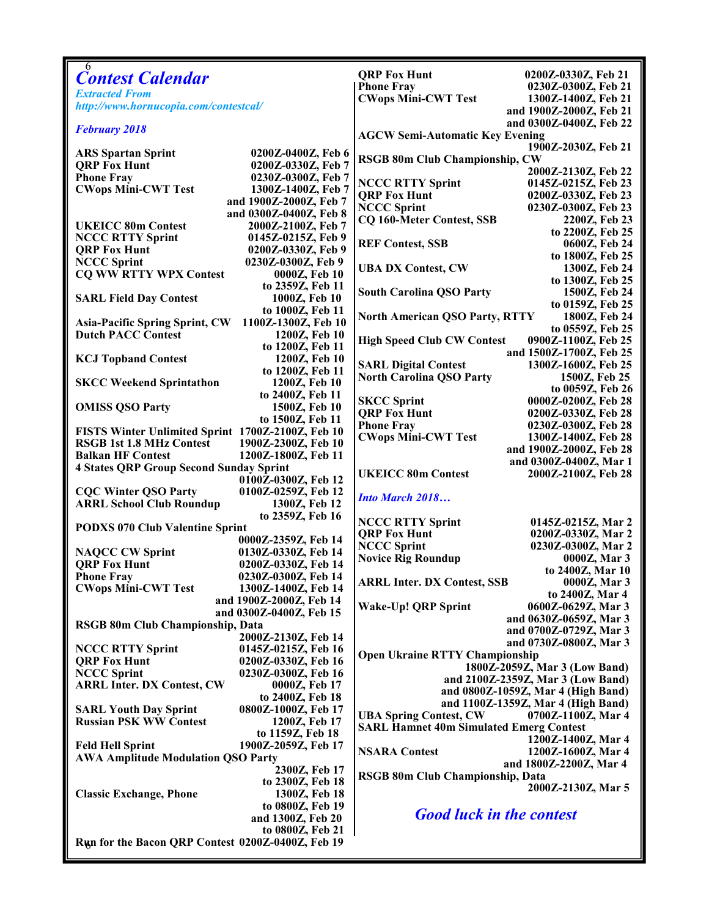# *Contest Calendar*

*Extracted From*
*http://www.hornucopia.com/contestcal/*

*February 2018*

| Contest | Date/Time |
|---|---|
| **ARS Spartan Sprint** | **0200Z-0400Z, Feb 6** |
| **QRP Fox Hunt** | **0200Z-0330Z, Feb 7** |
| **Phone Fray** | **0230Z-0300Z, Feb 7** |
| **CWops Mini-CWT Test** | **1300Z-1400Z, Feb 7 and 1900Z-2000Z, Feb 7 and 0300Z-0400Z, Feb 8** |
| **UKEICC 80m Contest** | **2000Z-2100Z, Feb 7** |
| **NCCC RTTY Sprint** | **0145Z-0215Z, Feb 9** |
| **QRP Fox Hunt** | **0200Z-0330Z, Feb 9** |
| **NCCC Sprint** | **0230Z-0300Z, Feb 9** |
| **CQ WW RTTY WPX Contest** | **0000Z, Feb 10 to 2359Z, Feb 11** |
| **SARL Field Day Contest** | **1000Z, Feb 10 to 1000Z, Feb 11** |
| **Asia-Pacific Spring Sprint, CW** | **1100Z-1300Z, Feb 10** |
| **Dutch PACC Contest** | **1200Z, Feb 10 to 1200Z, Feb 11** |
| **KCJ Topband Contest** | **1200Z, Feb 10 to 1200Z, Feb 11** |
| **SKCC Weekend Sprintathon** | **1200Z, Feb 10 to 2400Z, Feb 11** |
| **OMISS QSO Party** | **1500Z, Feb 10 to 1500Z, Feb 11** |
| **FISTS Winter Unlimited Sprint** | **1700Z-2100Z, Feb 10** |
| **RSGB 1st 1.8 MHz Contest** | **1900Z-2300Z, Feb 10** |
| **Balkan HF Contest** | **1200Z-1800Z, Feb 11** |
| **4 States QRP Group Second Sunday Sprint** | **0100Z-0300Z, Feb 12** |
| **CQC Winter QSO Party** | **0100Z-0259Z, Feb 12** |
| **ARRL School Club Roundup** | **1300Z, Feb 12 to 2359Z, Feb 16** |
| **PODXS 070 Club Valentine Sprint** | **0000Z-2359Z, Feb 14** |
| **NAQCC CW Sprint** | **0130Z-0330Z, Feb 14** |
| **QRP Fox Hunt** | **0200Z-0330Z, Feb 14** |
| **Phone Fray** | **0230Z-0300Z, Feb 14** |
| **CWops Mini-CWT Test** | **1300Z-1400Z, Feb 14 and 1900Z-2000Z, Feb 14 and 0300Z-0400Z, Feb 15** |
| **RSGB 80m Club Championship, Data** | **2000Z-2130Z, Feb 14** |
| **NCCC RTTY Sprint** | **0145Z-0215Z, Feb 16** |
| **QRP Fox Hunt** | **0200Z-0330Z, Feb 16** |
| **NCCC Sprint** | **0230Z-0300Z, Feb 16** |
| **ARRL Inter. DX Contest, CW** | **0000Z, Feb 17 to 2400Z, Feb 18** |
| **SARL Youth Day Sprint** | **0800Z-1000Z, Feb 17** |
| **Russian PSK WW Contest** | **1200Z, Feb 17 to 1159Z, Feb 18** |
| **Feld Hell Sprint** | **1900Z-2059Z, Feb 17** |
| **AWA Amplitude Modulation QSO Party** | **2300Z, Feb 17 to 2300Z, Feb 18** |
| **Classic Exchange, Phone** | **1300Z, Feb 18 to 0800Z, Feb 19 and 1300Z, Feb 20 to 0800Z, Feb 21** |
| **Run for the Bacon QRP Contest** | **0200Z-0400Z, Feb 19** |
| **QRP Fox Hunt** | **0200Z-0330Z, Feb 21** |
| **Phone Fray** | **0230Z-0300Z, Feb 21** |
| **CWops Mini-CWT Test** | **1300Z-1400Z, Feb 21 and 1900Z-2000Z, Feb 21 and 0300Z-0400Z, Feb 22** |
| **AGCW Semi-Automatic Key Evening** | **1900Z-2030Z, Feb 21** |
| **RSGB 80m Club Championship, CW** | **2000Z-2130Z, Feb 22** |
| **NCCC RTTY Sprint** | **0145Z-0215Z, Feb 23** |
| **QRP Fox Hunt** | **0200Z-0330Z, Feb 23** |
| **NCCC Sprint** | **0230Z-0300Z, Feb 23** |
| **CQ 160-Meter Contest, SSB** | **2200Z, Feb 23 to 2200Z, Feb 25** |
| **REF Contest, SSB** | **0600Z, Feb 24 to 1800Z, Feb 25** |
| **UBA DX Contest, CW** | **1300Z, Feb 24 to 1300Z, Feb 25** |
| **South Carolina QSO Party** | **1500Z, Feb 24 to 0159Z, Feb 25** |
| **North American QSO Party, RTTY** | **1800Z, Feb 24 to 0559Z, Feb 25** |
| **High Speed Club CW Contest** | **0900Z-1100Z, Feb 25 and 1500Z-1700Z, Feb 25** |
| **SARL Digital Contest** | **1300Z-1600Z, Feb 25** |
| **North Carolina QSO Party** | **1500Z, Feb 25 to 0059Z, Feb 26** |
| **SKCC Sprint** | **0000Z-0200Z, Feb 28** |
| **QRP Fox Hunt** | **0200Z-0330Z, Feb 28** |
| **Phone Fray** | **0230Z-0300Z, Feb 28** |
| **CWops Mini-CWT Test** | **1300Z-1400Z, Feb 28 and 1900Z-2000Z, Feb 28 and 0300Z-0400Z, Mar 1** |
| **UKEICC 80m Contest** | **2000Z-2100Z, Feb 28** |

*Into March 2018…*

| Contest | Date/Time |
|---|---|
| **NCCC RTTY Sprint** | **0145Z-0215Z, Mar 2** |
| **QRP Fox Hunt** | **0200Z-0330Z, Mar 2** |
| **NCCC Sprint** | **0230Z-0300Z, Mar 2** |
| **Novice Rig Roundup** | **0000Z, Mar 3 to 2400Z, Mar 10** |
| **ARRL Inter. DX Contest, SSB** | **0000Z, Mar 3 to 2400Z, Mar 4** |
| **Wake-Up! QRP Sprint** | **0600Z-0629Z, Mar 3 and 0630Z-0659Z, Mar 3 and 0700Z-0729Z, Mar 3 and 0730Z-0800Z, Mar 3** |
| **Open Ukraine RTTY Championship** | **1800Z-2059Z, Mar 3 (Low Band) and 2100Z-2359Z, Mar 3 (Low Band) and 0800Z-1059Z, Mar 4 (High Band) and 1100Z-1359Z, Mar 4 (High Band)** |
| **UBA Spring Contest, CW** | **0700Z-1100Z, Mar 4** |
| **SARL Hamnet 40m Simulated Emerg Contest** | **1200Z-1400Z, Mar 4** |
| **NSARA Contest** | **1200Z-1600Z, Mar 4 and 1800Z-2200Z, Mar 4** |
| **RSGB 80m Club Championship, Data** | **2000Z-2130Z, Mar 5** |

***Good luck in the contest***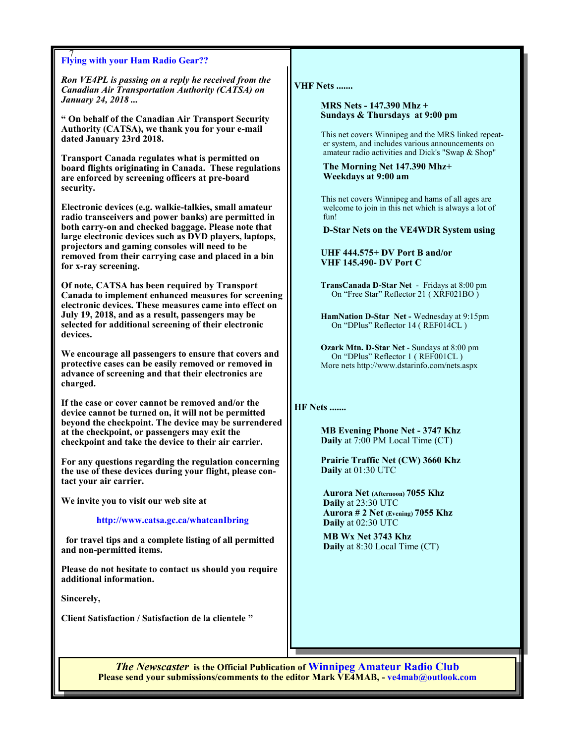## Flying with your Ham Radio Gear??

*Ron VE4PL is passing on a reply he received from the Canadian Air Transportation Authority (CATSA) on January 24, 2018 ...*

**" On behalf of the Canadian Air Transport Security Authority (CATSA), we thank you for your e-mail dated January 23rd 2018.**

**Transport Canada regulates what is permitted on board flights originating in Canada. These regulations are enforced by screening officers at pre-board security.**

**Electronic devices (e.g. walkie-talkies, small amateur radio transceivers and power banks) are permitted in both carry-on and checked baggage. Please note that large electronic devices such as DVD players, laptops, projectors and gaming consoles will need to be removed from their carrying case and placed in a bin for x-ray screening.**

**Of note, CATSA has been required by Transport Canada to implement enhanced measures for screening electronic devices. These measures came into effect on July 19, 2018, and as a result, passengers may be selected for additional screening of their electronic devices.**

**We encourage all passengers to ensure that covers and protective cases can be easily removed or removed in advance of screening and that their electronics are charged.**

**If the case or cover cannot be removed and/or the device cannot be turned on, it will not be permitted beyond the checkpoint. The device may be surrendered at the checkpoint, or passengers may exit the checkpoint and take the device to their air carrier.**

**For any questions regarding the regulation concerning the use of these devices during your flight, please contact your air carrier.**

**We invite you to visit our web site at**

**http://www.catsa.gc.ca/whatcanIbring**

**for travel tips and a complete listing of all permitted and non-permitted items.**

**Please do not hesitate to contact us should you require additional information.**

**Sincerely,**

**Client Satisfaction / Satisfaction de la clientele "**

## VHF Nets .......

**MRS Nets - 147.390 Mhz +**
**Sundays & Thursdays at 9:00 pm**

This net covers Winnipeg and the MRS linked repeater system, and includes various announcements on amateur radio activities and Dick's "Swap & Shop"

**The Morning Net 147.390 Mhz+**
**Weekdays at 9:00 am**

This net covers Winnipeg and hams of all ages are welcome to join in this net which is always a lot of fun!

**D-Star Nets on the VE4WDR System using**

**UHF 444.575+ DV Port B and/or**
**VHF 145.490- DV Port C**

**TransCanada D-Star Net** - Fridays at 8:00 pm
On "Free Star" Reflector 21 ( XRF021BO )

**HamNation D-Star Net -** Wednesday at 9:15pm
On "DPlus" Reflector 14 ( REF014CL )

**Ozark Mtn. D-Star Net** - Sundays at 8:00 pm
On "DPlus" Reflector 1 ( REF001CL )
More nets http://www.dstarinfo.com/nets.aspx

## HF Nets .......

**MB Evening Phone Net - 3747 Khz**
**Daily** at 7:00 PM Local Time (CT)

**Prairie Traffic Net (CW) 3660 Khz**
**Daily** at 01:30 UTC

**Aurora Net (Afternoon) 7055 Khz**
**Daily** at 23:30 UTC
**Aurora # 2 Net (Evening) 7055 Khz**
**Daily** at 02:30 UTC

**MB Wx Net 3743 Khz**
**Daily** at 8:30 Local Time (CT)

***The Newscaster* is the Official Publication of Winnipeg Amateur Radio Club**
**Please send your submissions/comments to the editor Mark VE4MAB, - ve4mab@outlook.com**